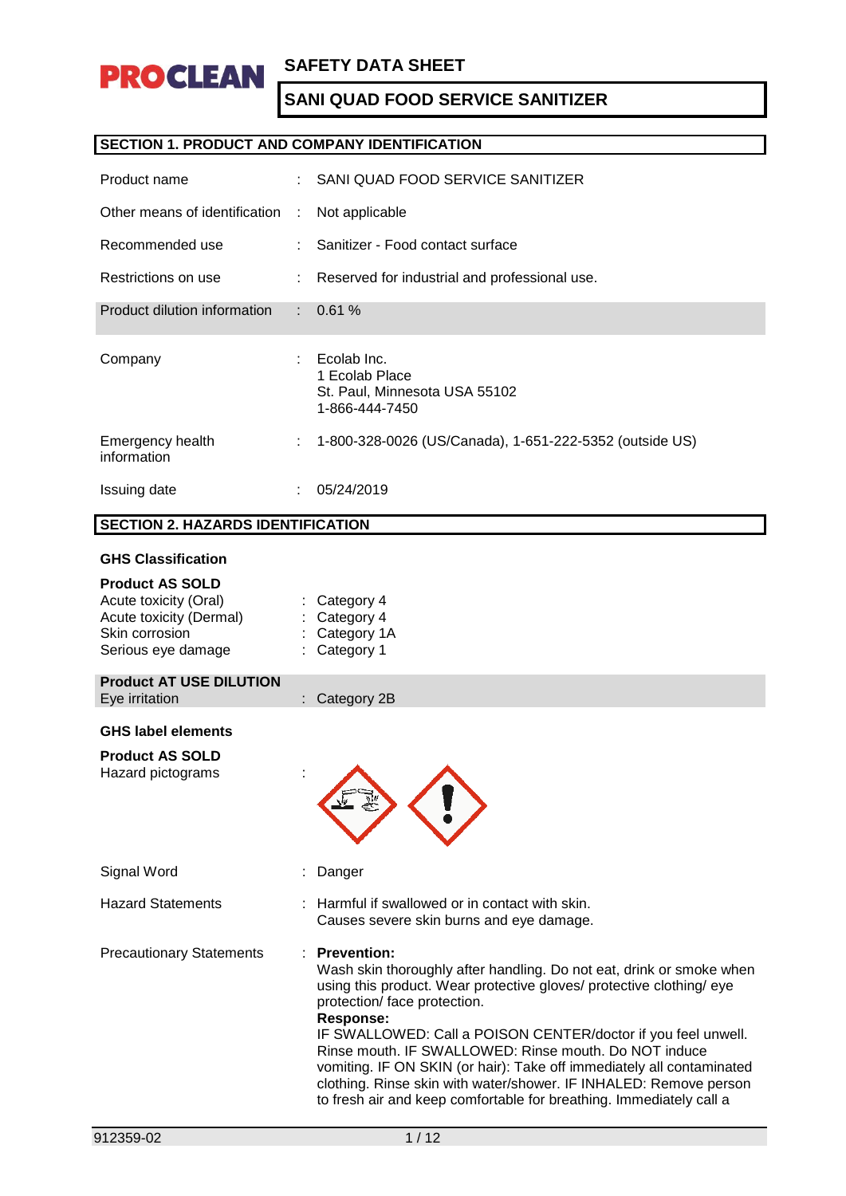PROCLEAN

# SAFETY DATA SHEET

## SANI QUAD FOOD SERVICE SANITIZER

### SECTION 1. PRODUCT AND COMPANY IDENTIFICATION

| | | |
|---|---|---|
| Product name | : | SANI QUAD FOOD SERVICE SANITIZER |
| Other means of identification | : | Not applicable |
| Recommended use | : | Sanitizer - Food contact surface |
| Restrictions on use | : | Reserved for industrial and professional use. |
| Product dilution information | : | 0.61 % |
| Company | : | Ecolab Inc.<br>1 Ecolab Place<br>St. Paul, Minnesota USA 55102<br>1-866-444-7450 |
| Emergency health information | : | 1-800-328-0026 (US/Canada), 1-651-222-5352 (outside US) |
| Issuing date | : | 05/24/2019 |

### SECTION 2. HAZARDS IDENTIFICATION

**GHS Classification**

**Product AS SOLD**

| | | |
|---|---|---|
| Acute toxicity (Oral) | : | Category 4 |
| Acute toxicity (Dermal) | : | Category 4 |
| Skin corrosion | : | Category 1A |
| Serious eye damage | : | Category 1 |

**Product AT USE DILUTION**

| | | |
|---|---|---|
| Eye irritation | : | Category 2B |

**GHS label elements**

**Product AS SOLD**

Hazard pictograms :

Signal Word : Danger

Hazard Statements : Harmful if swallowed or in contact with skin.
Causes severe skin burns and eye damage.

Precautionary Statements : **Prevention:**
Wash skin thoroughly after handling. Do not eat, drink or smoke when using this product. Wear protective gloves/ protective clothing/ eye protection/ face protection.
**Response:**
IF SWALLOWED: Call a POISON CENTER/doctor if you feel unwell. Rinse mouth. IF SWALLOWED: Rinse mouth. Do NOT induce vomiting. IF ON SKIN (or hair): Take off immediately all contaminated clothing. Rinse skin with water/shower. IF INHALED: Remove person to fresh air and keep comfortable for breathing. Immediately call a

912359-02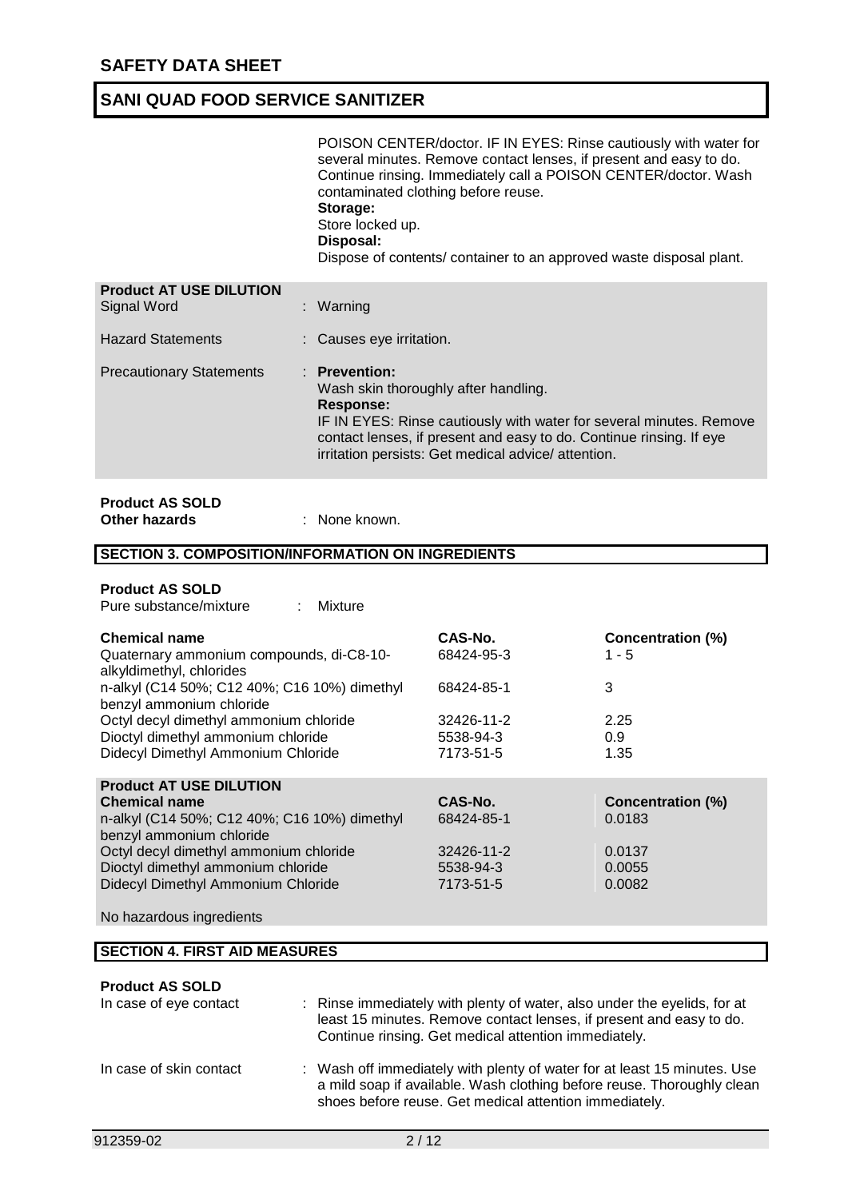POISON CENTER/doctor. IF IN EYES: Rinse cautiously with water for several minutes. Remove contact lenses, if present and easy to do. Continue rinsing. Immediately call a POISON CENTER/doctor. Wash contaminated clothing before reuse.
**Storage:**
Store locked up.
**Disposal:**
Dispose of contents/ container to an approved waste disposal plant.

**Product AT USE DILUTION**

| | |
|---|---|
| Signal Word | : Warning |
| Hazard Statements | : Causes eye irritation. |
| Precautionary Statements | : **Prevention:** Wash skin thoroughly after handling. **Response:** IF IN EYES: Rinse cautiously with water for several minutes. Remove contact lenses, if present and easy to do. Continue rinsing. If eye irritation persists: Get medical advice/ attention. |

**Product AS SOLD**
**Other hazards** : None known.

## SECTION 3. COMPOSITION/INFORMATION ON INGREDIENTS

**Product AS SOLD**
Pure substance/mixture : Mixture

| Chemical name | CAS-No. | Concentration (%) |
|---|---|---|
| Quaternary ammonium compounds, di-C8-10-alkyldimethyl, chlorides | 68424-95-3 | 1 - 5 |
| n-alkyl (C14 50%; C12 40%; C16 10%) dimethyl benzyl ammonium chloride | 68424-85-1 | 3 |
| Octyl decyl dimethyl ammonium chloride | 32426-11-2 | 2.25 |
| Dioctyl dimethyl ammonium chloride | 5538-94-3 | 0.9 |
| Didecyl Dimethyl Ammonium Chloride | 7173-51-5 | 1.35 |

**Product AT USE DILUTION**

| Chemical name | CAS-No. | Concentration (%) |
|---|---|---|
| n-alkyl (C14 50%; C12 40%; C16 10%) dimethyl benzyl ammonium chloride | 68424-85-1 | 0.0183 |
| Octyl decyl dimethyl ammonium chloride | 32426-11-2 | 0.0137 |
| Dioctyl dimethyl ammonium chloride | 5538-94-3 | 0.0055 |
| Didecyl Dimethyl Ammonium Chloride | 7173-51-5 | 0.0082 |

No hazardous ingredients

## SECTION 4. FIRST AID MEASURES

**Product AS SOLD**

| | |
|---|---|
| In case of eye contact | : Rinse immediately with plenty of water, also under the eyelids, for at least 15 minutes. Remove contact lenses, if present and easy to do. Continue rinsing. Get medical attention immediately. |
| In case of skin contact | : Wash off immediately with plenty of water for at least 15 minutes. Use a mild soap if available. Wash clothing before reuse. Thoroughly clean shoes before reuse. Get medical attention immediately. |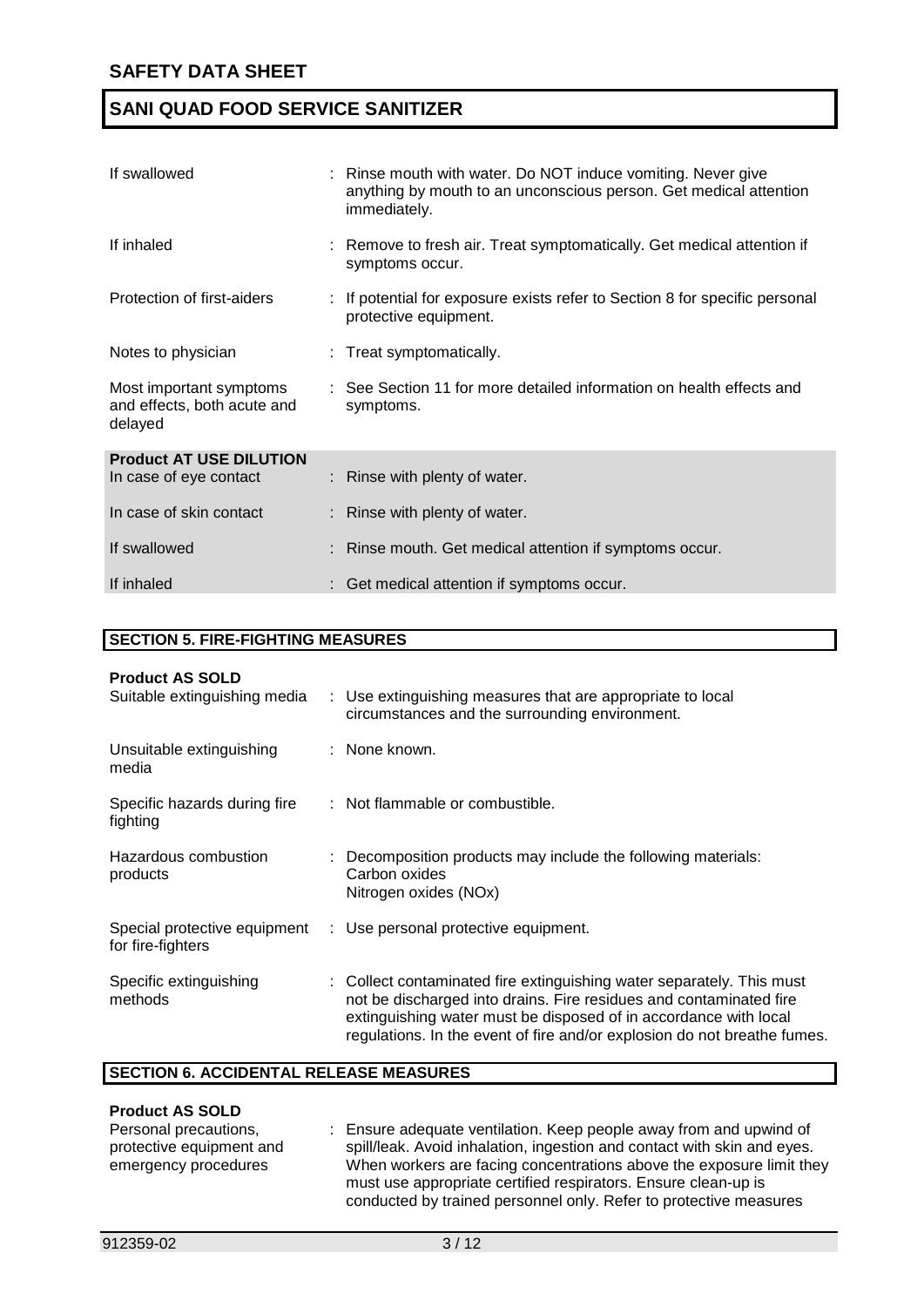| | |
|---|---|
| If swallowed | : Rinse mouth with water. Do NOT induce vomiting. Never give anything by mouth to an unconscious person. Get medical attention immediately. |
| If inhaled | : Remove to fresh air. Treat symptomatically. Get medical attention if symptoms occur. |
| Protection of first-aiders | : If potential for exposure exists refer to Section 8 for specific personal protective equipment. |
| Notes to physician | : Treat symptomatically. |
| Most important symptoms and effects, both acute and delayed | : See Section 11 for more detailed information on health effects and symptoms. |

**Product AT USE DILUTION**

| | |
|---|---|
| In case of eye contact | : Rinse with plenty of water. |
| In case of skin contact | : Rinse with plenty of water. |
| If swallowed | : Rinse mouth. Get medical attention if symptoms occur. |
| If inhaled | : Get medical attention if symptoms occur. |

## SECTION 5. FIRE-FIGHTING MEASURES

**Product AS SOLD**

| | |
|---|---|
| Suitable extinguishing media | : Use extinguishing measures that are appropriate to local circumstances and the surrounding environment. |
| Unsuitable extinguishing media | : None known. |
| Specific hazards during fire fighting | : Not flammable or combustible. |
| Hazardous combustion products | : Decomposition products may include the following materials: Carbon oxides Nitrogen oxides (NOx) |
| Special protective equipment for fire-fighters | : Use personal protective equipment. |
| Specific extinguishing methods | : Collect contaminated fire extinguishing water separately. This must not be discharged into drains. Fire residues and contaminated fire extinguishing water must be disposed of in accordance with local regulations. In the event of fire and/or explosion do not breathe fumes. |

## SECTION 6. ACCIDENTAL RELEASE MEASURES

**Product AS SOLD**

| | |
|---|---|
| Personal precautions, protective equipment and emergency procedures | : Ensure adequate ventilation. Keep people away from and upwind of spill/leak. Avoid inhalation, ingestion and contact with skin and eyes. When workers are facing concentrations above the exposure limit they must use appropriate certified respirators. Ensure clean-up is conducted by trained personnel only. Refer to protective measures |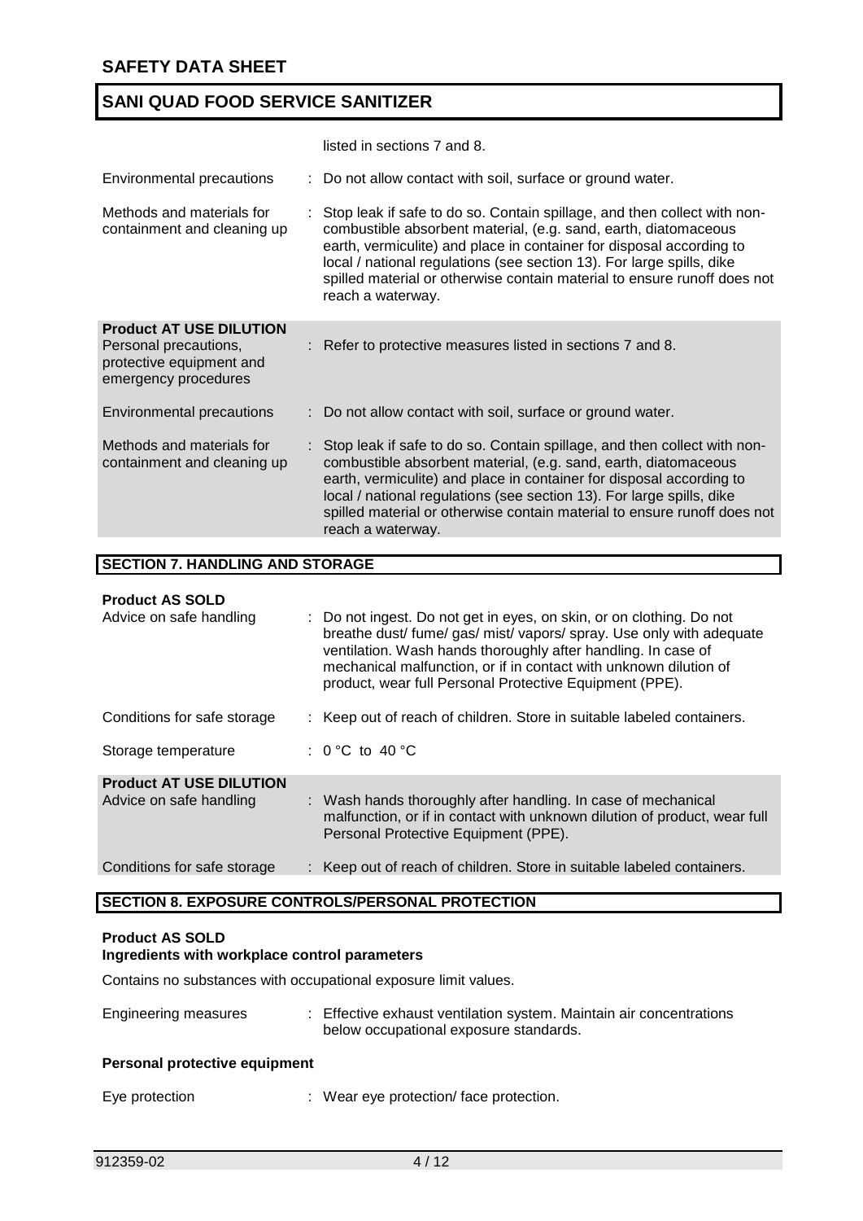listed in sections 7 and 8.

| | |
|---|---|
| Environmental precautions | : Do not allow contact with soil, surface or ground water. |
| Methods and materials for containment and cleaning up | : Stop leak if safe to do so. Contain spillage, and then collect with non-combustible absorbent material, (e.g. sand, earth, diatomaceous earth, vermiculite) and place in container for disposal according to local / national regulations (see section 13). For large spills, dike spilled material or otherwise contain material to ensure runoff does not reach a waterway. |

**Product AT USE DILUTION**

| | |
|---|---|
| Personal precautions, protective equipment and emergency procedures | : Refer to protective measures listed in sections 7 and 8. |
| Environmental precautions | : Do not allow contact with soil, surface or ground water. |
| Methods and materials for containment and cleaning up | : Stop leak if safe to do so. Contain spillage, and then collect with non-combustible absorbent material, (e.g. sand, earth, diatomaceous earth, vermiculite) and place in container for disposal according to local / national regulations (see section 13). For large spills, dike spilled material or otherwise contain material to ensure runoff does not reach a waterway. |

## SECTION 7. HANDLING AND STORAGE

**Product AS SOLD**

| | |
|---|---|
| Advice on safe handling | : Do not ingest. Do not get in eyes, on skin, or on clothing. Do not breathe dust/ fume/ gas/ mist/ vapors/ spray. Use only with adequate ventilation. Wash hands thoroughly after handling. In case of mechanical malfunction, or if in contact with unknown dilution of product, wear full Personal Protective Equipment (PPE). |
| Conditions for safe storage | : Keep out of reach of children. Store in suitable labeled containers. |
| Storage temperature | : 0 °C to 40 °C |

**Product AT USE DILUTION**

| | |
|---|---|
| Advice on safe handling | : Wash hands thoroughly after handling. In case of mechanical malfunction, or if in contact with unknown dilution of product, wear full Personal Protective Equipment (PPE). |
| Conditions for safe storage | : Keep out of reach of children. Store in suitable labeled containers. |

## SECTION 8. EXPOSURE CONTROLS/PERSONAL PROTECTION

**Product AS SOLD**
**Ingredients with workplace control parameters**

Contains no substances with occupational exposure limit values.

| | |
|---|---|
| Engineering measures | : Effective exhaust ventilation system. Maintain air concentrations below occupational exposure standards. |

**Personal protective equipment**

| | |
|---|---|
| Eye protection | : Wear eye protection/ face protection. |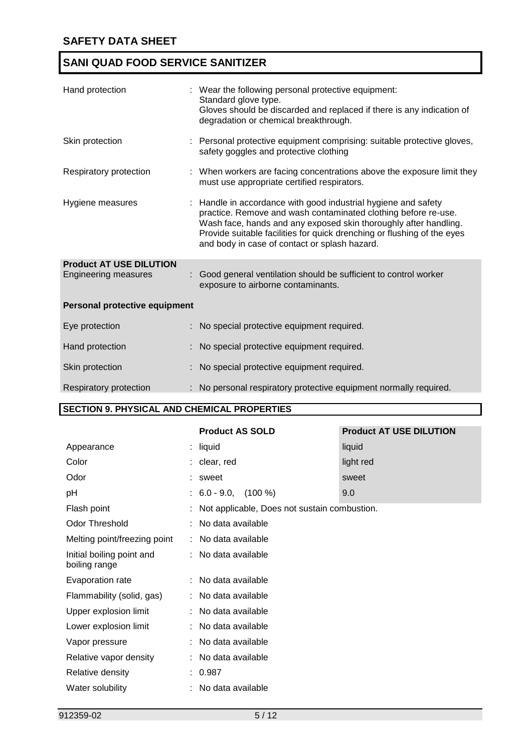| | |
|---|---|
| Hand protection | : Wear the following personal protective equipment: Standard glove type. Gloves should be discarded and replaced if there is any indication of degradation or chemical breakthrough. |
| Skin protection | : Personal protective equipment comprising: suitable protective gloves, safety goggles and protective clothing |
| Respiratory protection | : When workers are facing concentrations above the exposure limit they must use appropriate certified respirators. |
| Hygiene measures | : Handle in accordance with good industrial hygiene and safety practice. Remove and wash contaminated clothing before re-use. Wash face, hands and any exposed skin thoroughly after handling. Provide suitable facilities for quick drenching or flushing of the eyes and body in case of contact or splash hazard. |

**Product AT USE DILUTION**

| | |
|---|---|
| Engineering measures | : Good general ventilation should be sufficient to control worker exposure to airborne contaminants. |

**Personal protective equipment**

| | |
|---|---|
| Eye protection | : No special protective equipment required. |
| Hand protection | : No special protective equipment required. |
| Skin protection | : No special protective equipment required. |
| Respiratory protection | : No personal respiratory protective equipment normally required. |

## SECTION 9. PHYSICAL AND CHEMICAL PROPERTIES

| | Product AS SOLD | Product AT USE DILUTION |
|---|---|---|
| Appearance | : liquid | liquid |
| Color | : clear, red | light red |
| Odor | : sweet | sweet |
| pH | : 6.0 - 9.0, (100 %) | 9.0 |
| Flash point | : Not applicable, Does not sustain combustion. | |
| Odor Threshold | : No data available | |
| Melting point/freezing point | : No data available | |
| Initial boiling point and boiling range | : No data available | |
| Evaporation rate | : No data available | |
| Flammability (solid, gas) | : No data available | |
| Upper explosion limit | : No data available | |
| Lower explosion limit | : No data available | |
| Vapor pressure | : No data available | |
| Relative vapor density | : No data available | |
| Relative density | : 0.987 | |
| Water solubility | : No data available | |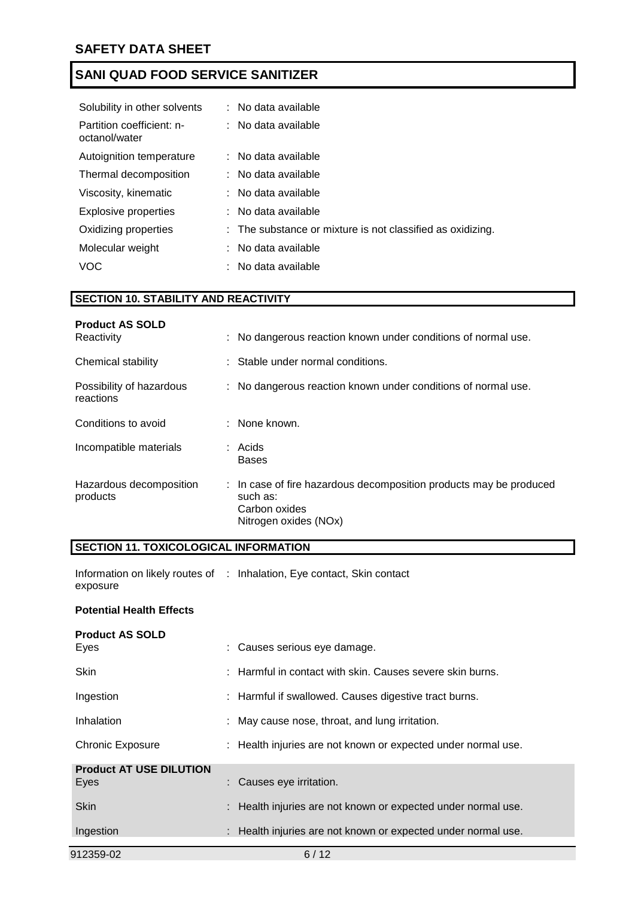| | |
|---|---|
| Solubility in other solvents | : No data available |
| Partition coefficient: n-octanol/water | : No data available |
| Autoignition temperature | : No data available |
| Thermal decomposition | : No data available |
| Viscosity, kinematic | : No data available |
| Explosive properties | : No data available |
| Oxidizing properties | : The substance or mixture is not classified as oxidizing. |
| Molecular weight | : No data available |
| VOC | : No data available |

## SECTION 10. STABILITY AND REACTIVITY

**Product AS SOLD**

| | |
|---|---|
| Reactivity | : No dangerous reaction known under conditions of normal use. |
| Chemical stability | : Stable under normal conditions. |
| Possibility of hazardous reactions | : No dangerous reaction known under conditions of normal use. |
| Conditions to avoid | : None known. |
| Incompatible materials | : Acids<br>Bases |
| Hazardous decomposition products | : In case of fire hazardous decomposition products may be produced such as:<br>Carbon oxides<br>Nitrogen oxides (NOx) |

## SECTION 11. TOXICOLOGICAL INFORMATION

| | |
|---|---|
| Information on likely routes of exposure | : Inhalation, Eye contact, Skin contact |

**Potential Health Effects**

**Product AS SOLD**

| | |
|---|---|
| Eyes | : Causes serious eye damage. |
| Skin | : Harmful in contact with skin. Causes severe skin burns. |
| Ingestion | : Harmful if swallowed. Causes digestive tract burns. |
| Inhalation | : May cause nose, throat, and lung irritation. |
| Chronic Exposure | : Health injuries are not known or expected under normal use. |

**Product AT USE DILUTION**

| | |
|---|---|
| Eyes | : Causes eye irritation. |
| Skin | : Health injuries are not known or expected under normal use. |
| Ingestion | : Health injuries are not known or expected under normal use. |

912359-02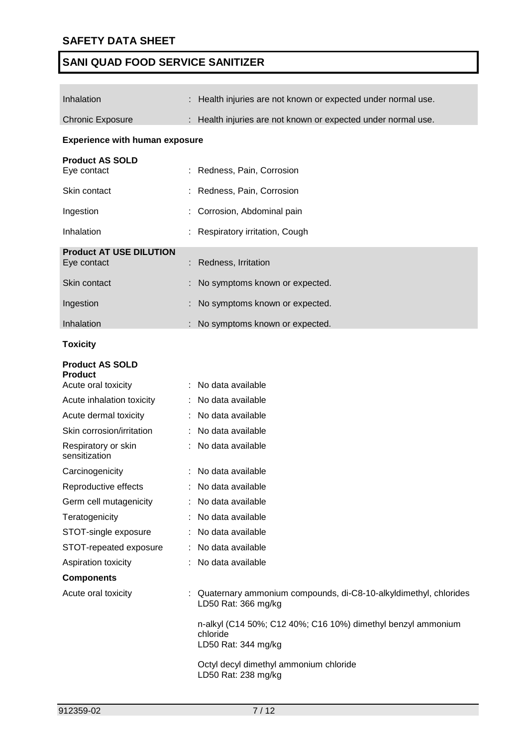| | |
|---|---|
| Inhalation | : Health injuries are not known or expected under normal use. |
| Chronic Exposure | : Health injuries are not known or expected under normal use. |

**Experience with human exposure**

**Product AS SOLD**

| | |
|---|---|
| Eye contact | : Redness, Pain, Corrosion |
| Skin contact | : Redness, Pain, Corrosion |
| Ingestion | : Corrosion, Abdominal pain |
| Inhalation | : Respiratory irritation, Cough |

**Product AT USE DILUTION**

| | |
|---|---|
| Eye contact | : Redness, Irritation |
| Skin contact | : No symptoms known or expected. |
| Ingestion | : No symptoms known or expected. |
| Inhalation | : No symptoms known or expected. |

**Toxicity**

**Product AS SOLD**
**Product**

| | |
|---|---|
| Acute oral toxicity | : No data available |
| Acute inhalation toxicity | : No data available |
| Acute dermal toxicity | : No data available |
| Skin corrosion/irritation | : No data available |
| Respiratory or skin sensitization | : No data available |
| Carcinogenicity | : No data available |
| Reproductive effects | : No data available |
| Germ cell mutagenicity | : No data available |
| Teratogenicity | : No data available |
| STOT-single exposure | : No data available |
| STOT-repeated exposure | : No data available |
| Aspiration toxicity | : No data available |

**Components**

Acute oral toxicity : Quaternary ammonium compounds, di-C8-10-alkyldimethyl, chlorides
LD50 Rat: 366 mg/kg

n-alkyl (C14 50%; C12 40%; C16 10%) dimethyl benzyl ammonium chloride
LD50 Rat: 344 mg/kg

Octyl decyl dimethyl ammonium chloride
LD50 Rat: 238 mg/kg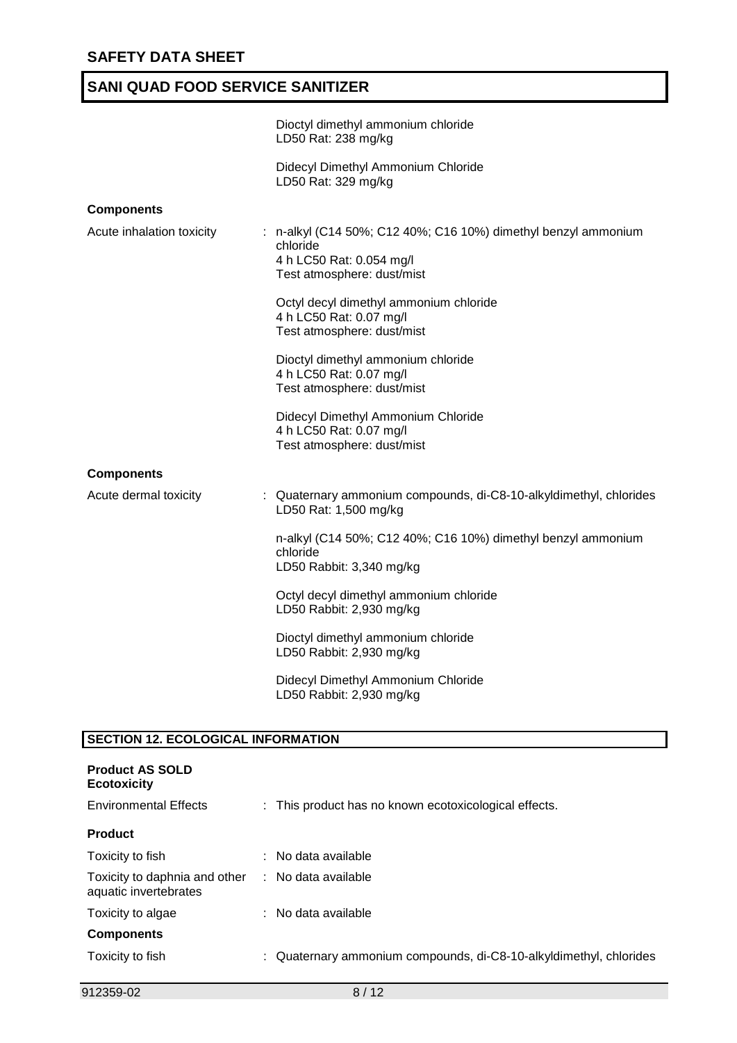Dioctyl dimethyl ammonium chloride
LD50 Rat: 238 mg/kg

Didecyl Dimethyl Ammonium Chloride
LD50 Rat: 329 mg/kg

**Components**

Acute inhalation toxicity : n-alkyl (C14 50%; C12 40%; C16 10%) dimethyl benzyl ammonium chloride
4 h LC50 Rat: 0.054 mg/l
Test atmosphere: dust/mist

Octyl decyl dimethyl ammonium chloride
4 h LC50 Rat: 0.07 mg/l
Test atmosphere: dust/mist

Dioctyl dimethyl ammonium chloride
4 h LC50 Rat: 0.07 mg/l
Test atmosphere: dust/mist

Didecyl Dimethyl Ammonium Chloride
4 h LC50 Rat: 0.07 mg/l
Test atmosphere: dust/mist

**Components**

Acute dermal toxicity : Quaternary ammonium compounds, di-C8-10-alkyldimethyl, chlorides
LD50 Rat: 1,500 mg/kg

n-alkyl (C14 50%; C12 40%; C16 10%) dimethyl benzyl ammonium chloride
LD50 Rabbit: 3,340 mg/kg

Octyl decyl dimethyl ammonium chloride
LD50 Rabbit: 2,930 mg/kg

Dioctyl dimethyl ammonium chloride
LD50 Rabbit: 2,930 mg/kg

Didecyl Dimethyl Ammonium Chloride
LD50 Rabbit: 2,930 mg/kg

## SECTION 12. ECOLOGICAL INFORMATION

**Product AS SOLD**
**Ecotoxicity**

Environmental Effects : This product has no known ecotoxicological effects.

**Product**

Toxicity to fish : No data available

Toxicity to daphnia and other aquatic invertebrates : No data available

Toxicity to algae : No data available

**Components**

Toxicity to fish : Quaternary ammonium compounds, di-C8-10-alkyldimethyl, chlorides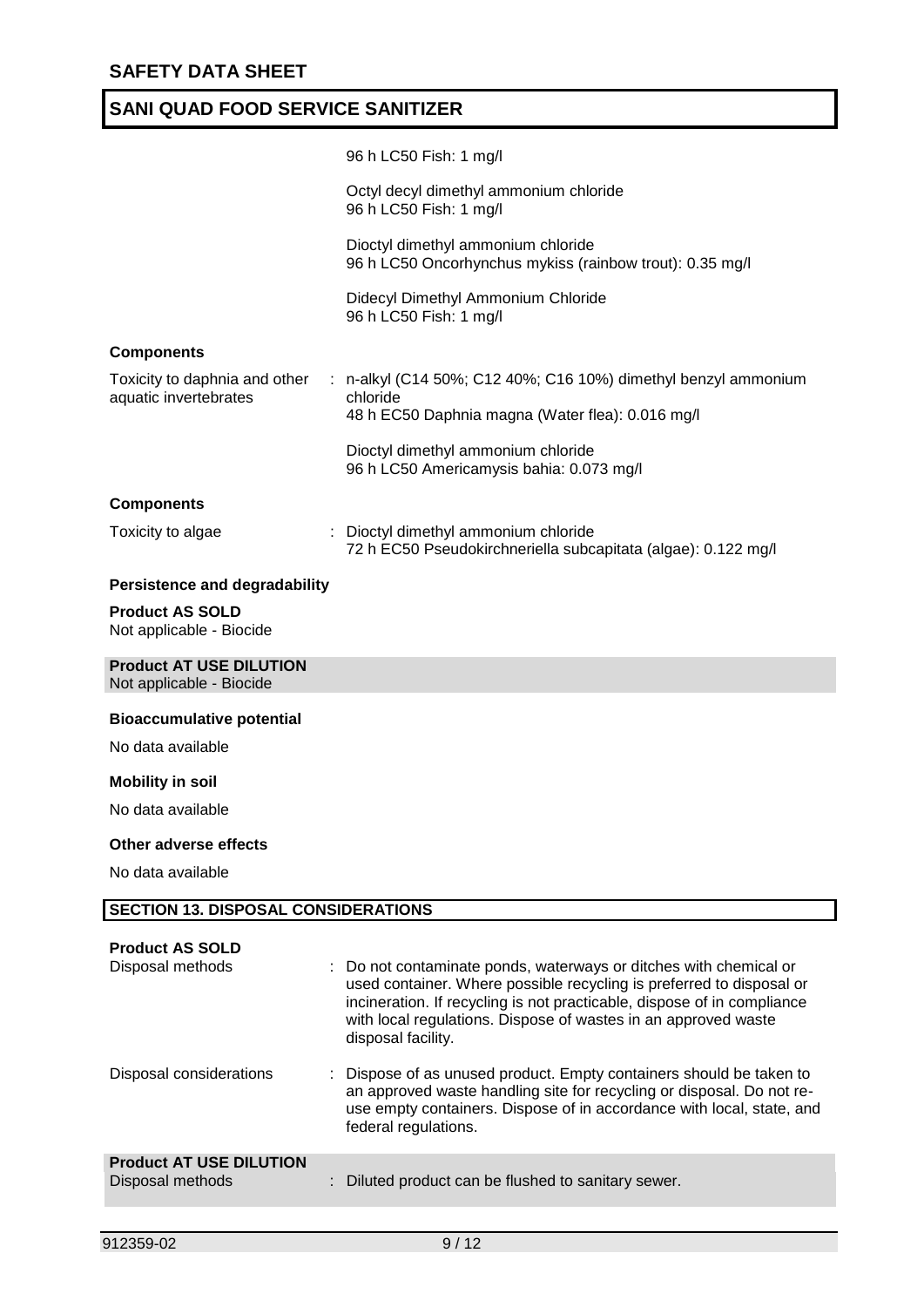96 h LC50 Fish: 1 mg/l

Octyl decyl dimethyl ammonium chloride
96 h LC50 Fish: 1 mg/l

Dioctyl dimethyl ammonium chloride
96 h LC50 Oncorhynchus mykiss (rainbow trout): 0.35 mg/l

Didecyl Dimethyl Ammonium Chloride
96 h LC50 Fish: 1 mg/l

**Components**

Toxicity to daphnia and other aquatic invertebrates : n-alkyl (C14 50%; C12 40%; C16 10%) dimethyl benzyl ammonium chloride
48 h EC50 Daphnia magna (Water flea): 0.016 mg/l

Dioctyl dimethyl ammonium chloride
96 h LC50 Americamysis bahia: 0.073 mg/l

**Components**

Toxicity to algae : Dioctyl dimethyl ammonium chloride
72 h EC50 Pseudokirchneriella subcapitata (algae): 0.122 mg/l

**Persistence and degradability**

**Product AS SOLD**
Not applicable - Biocide

**Product AT USE DILUTION**
Not applicable - Biocide

**Bioaccumulative potential**

No data available

**Mobility in soil**

No data available

**Other adverse effects**

No data available

## SECTION 13. DISPOSAL CONSIDERATIONS

**Product AS SOLD**

Disposal methods : Do not contaminate ponds, waterways or ditches with chemical or used container. Where possible recycling is preferred to disposal or incineration. If recycling is not practicable, dispose of in compliance with local regulations. Dispose of wastes in an approved waste disposal facility.

Disposal considerations : Dispose of as unused product. Empty containers should be taken to an approved waste handling site for recycling or disposal. Do not re-use empty containers. Dispose of in accordance with local, state, and federal regulations.

**Product AT USE DILUTION**

Disposal methods : Diluted product can be flushed to sanitary sewer.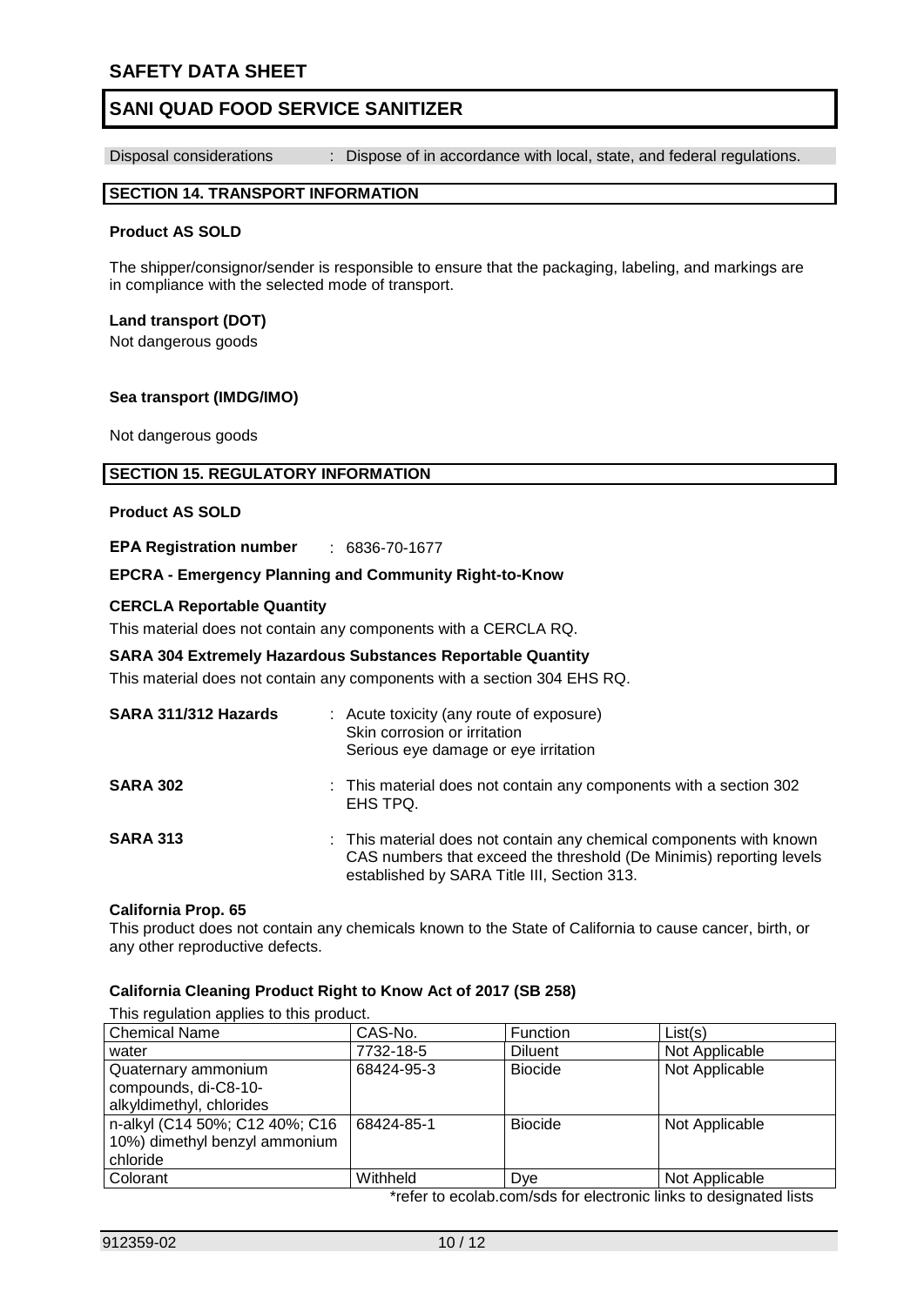# SAFETY DATA SHEET

## SANI QUAD FOOD SERVICE SANITIZER

Disposal considerations : Dispose of in accordance with local, state, and federal regulations.

## SECTION 14. TRANSPORT INFORMATION

**Product AS SOLD**

The shipper/consignor/sender is responsible to ensure that the packaging, labeling, and markings are in compliance with the selected mode of transport.

**Land transport (DOT)**

Not dangerous goods

**Sea transport (IMDG/IMO)**

Not dangerous goods

## SECTION 15. REGULATORY INFORMATION

**Product AS SOLD**

**EPA Registration number** : 6836-70-1677

**EPCRA - Emergency Planning and Community Right-to-Know**

**CERCLA Reportable Quantity**

This material does not contain any components with a CERCLA RQ.

**SARA 304 Extremely Hazardous Substances Reportable Quantity**

This material does not contain any components with a section 304 EHS RQ.

**SARA 311/312 Hazards** : Acute toxicity (any route of exposure)
Skin corrosion or irritation
Serious eye damage or eye irritation

**SARA 302** : This material does not contain any components with a section 302 EHS TPQ.

**SARA 313** : This material does not contain any chemical components with known CAS numbers that exceed the threshold (De Minimis) reporting levels established by SARA Title III, Section 313.

**California Prop. 65**

This product does not contain any chemicals known to the State of California to cause cancer, birth, or any other reproductive defects.

**California Cleaning Product Right to Know Act of 2017 (SB 258)**

This regulation applies to this product.

| Chemical Name | CAS-No. | Function | List(s) |
|---|---|---|---|
| water | 7732-18-5 | Diluent | Not Applicable |
| Quaternary ammonium compounds, di-C8-10-alkyldimethyl, chlorides | 68424-95-3 | Biocide | Not Applicable |
| n-alkyl (C14 50%; C12 40%; C16 10%) dimethyl benzyl ammonium chloride | 68424-85-1 | Biocide | Not Applicable |
| Colorant | Withheld | Dye | Not Applicable |

*refer to ecolab.com/sds for electronic links to designated lists

912359-02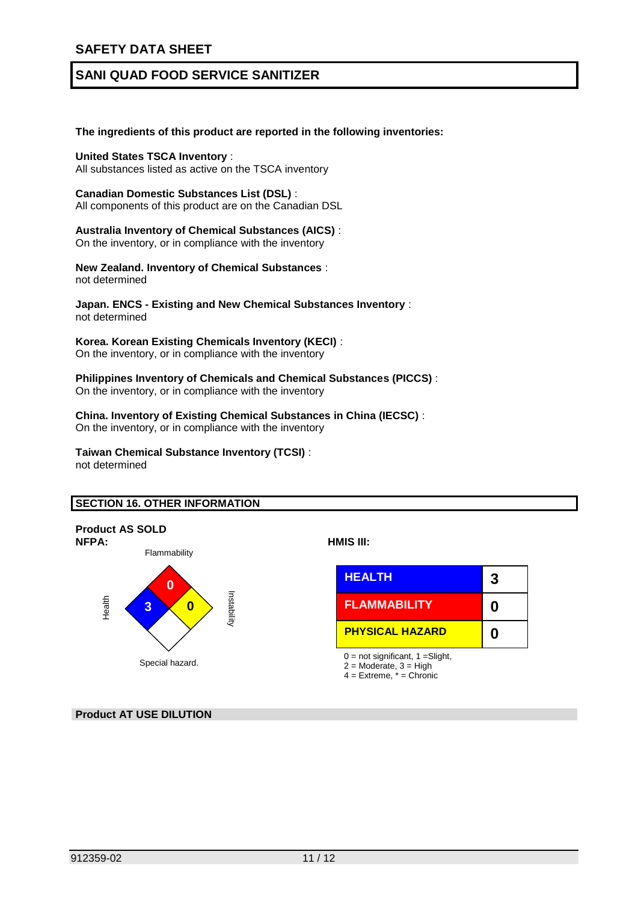The ingredients of this product are reported in the following inventories:

**United States TSCA Inventory** :
All substances listed as active on the TSCA inventory

**Canadian Domestic Substances List (DSL)** :
All components of this product are on the Canadian DSL

**Australia Inventory of Chemical Substances (AICS)** :
On the inventory, or in compliance with the inventory

**New Zealand. Inventory of Chemical Substances** :
not determined

**Japan. ENCS - Existing and New Chemical Substances Inventory** :
not determined

**Korea. Korean Existing Chemicals Inventory (KECI)** :
On the inventory, or in compliance with the inventory

**Philippines Inventory of Chemicals and Chemical Substances (PICCS)** :
On the inventory, or in compliance with the inventory

**China. Inventory of Existing Chemical Substances in China (IECSC)** :
On the inventory, or in compliance with the inventory

**Taiwan Chemical Substance Inventory (TCSI)** :
not determined

## SECTION 16. OTHER INFORMATION

**Product AS SOLD**

**NFPA:**

| Flammability | Health | Instability | Special hazard. |
|---|---|---|---|
| 0 | 3 | 0 | |

**HMIS III:**

| | |
|---|---|
| HEALTH | 3 |
| FLAMMABILITY | 0 |
| PHYSICAL HAZARD | 0 |

0 = not significant, 1 =Slight,
2 = Moderate, 3 = High
4 = Extreme, * = Chronic

**Product AT USE DILUTION**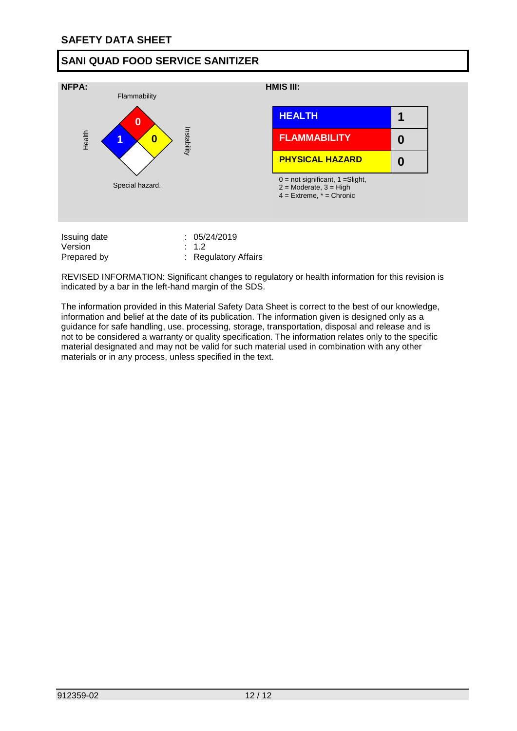SAFETY DATA SHEET

# SANI QUAD FOOD SERVICE SANITIZER

**NFPA:**

Flammability: 0

Health: 1

Instability: 0

Special hazard.

**HMIS III:**

| | |
|---|---|
| **HEALTH** | **1** |
| **FLAMMABILITY** | **0** |
| **PHYSICAL HAZARD** | **0** |

0 = not significant, 1 =Slight,
2 = Moderate, 3 = High
4 = Extreme, * = Chronic

| | |
|---|---|
| Issuing date | : 05/24/2019 |
| Version | : 1.2 |
| Prepared by | : Regulatory Affairs |

REVISED INFORMATION: Significant changes to regulatory or health information for this revision is indicated by a bar in the left-hand margin of the SDS.

The information provided in this Material Safety Data Sheet is correct to the best of our knowledge, information and belief at the date of its publication. The information given is designed only as a guidance for safe handling, use, processing, storage, transportation, disposal and release and is not to be considered a warranty or quality specification. The information relates only to the specific material designated and may not be valid for such material used in combination with any other materials or in any process, unless specified in the text.

912359-02